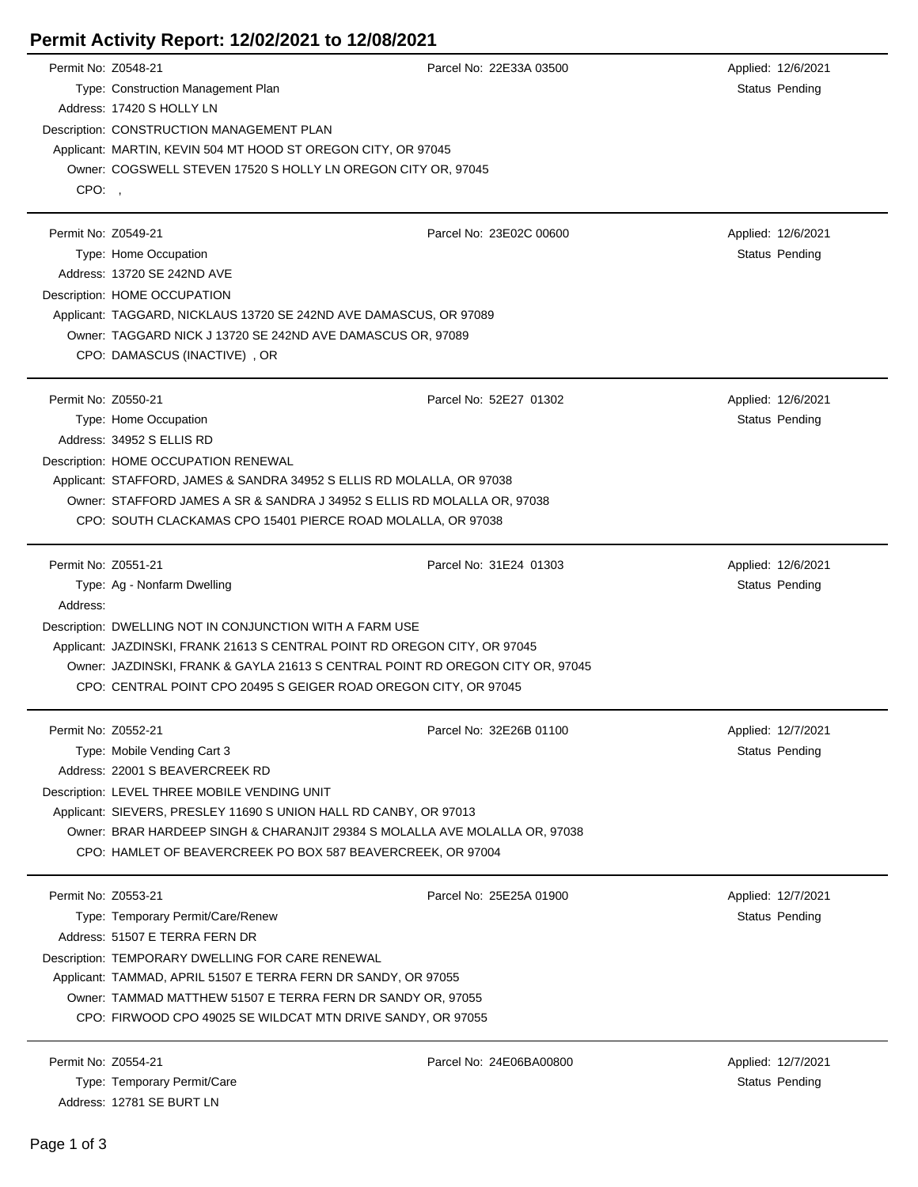# Permit Activity Report: 12/02/2021 to 12/08/2021

Permit No: Z0548-21
Parcel No: 22E33A 03500
Applied: 12/6/2021
Type: Construction Management Plan
Status Pending
Address: 17420 S HOLLY LN
Description: CONSTRUCTION MANAGEMENT PLAN
Applicant: MARTIN, KEVIN 504 MT HOOD ST OREGON CITY, OR 97045
Owner: COGSWELL STEVEN 17520 S HOLLY LN OREGON CITY OR, 97045
CPO: ,

---

Permit No: Z0549-21
Parcel No: 23E02C 00600
Applied: 12/6/2021
Type: Home Occupation
Status Pending
Address: 13720 SE 242ND AVE
Description: HOME OCCUPATION
Applicant: TAGGARD, NICKLAUS 13720 SE 242ND AVE DAMASCUS, OR 97089
Owner: TAGGARD NICK J 13720 SE 242ND AVE DAMASCUS OR, 97089
CPO: DAMASCUS (INACTIVE) , OR

---

Permit No: Z0550-21
Parcel No: 52E27 01302
Applied: 12/6/2021
Type: Home Occupation
Status Pending
Address: 34952 S ELLIS RD
Description: HOME OCCUPATION RENEWAL
Applicant: STAFFORD, JAMES & SANDRA 34952 S ELLIS RD MOLALLA, OR 97038
Owner: STAFFORD JAMES A SR & SANDRA J 34952 S ELLIS RD MOLALLA OR, 97038
CPO: SOUTH CLACKAMAS CPO 15401 PIERCE ROAD MOLALLA, OR 97038

---

Permit No: Z0551-21
Parcel No: 31E24 01303
Applied: 12/6/2021
Type: Ag - Nonfarm Dwelling
Status Pending
Address:
Description: DWELLING NOT IN CONJUNCTION WITH A FARM USE
Applicant: JAZDINSKI, FRANK 21613 S CENTRAL POINT RD OREGON CITY, OR 97045
Owner: JAZDINSKI, FRANK & GAYLA 21613 S CENTRAL POINT RD OREGON CITY OR, 97045
CPO: CENTRAL POINT CPO 20495 S GEIGER ROAD OREGON CITY, OR 97045

---

Permit No: Z0552-21
Parcel No: 32E26B 01100
Applied: 12/7/2021
Type: Mobile Vending Cart 3
Status Pending
Address: 22001 S BEAVERCREEK RD
Description: LEVEL THREE MOBILE VENDING UNIT
Applicant: SIEVERS, PRESLEY 11690 S UNION HALL RD CANBY, OR 97013
Owner: BRAR HARDEEP SINGH & CHARANJIT 29384 S MOLALLA AVE MOLALLA OR, 97038
CPO: HAMLET OF BEAVERCREEK PO BOX 587 BEAVERCREEK, OR 97004

---

Permit No: Z0553-21
Parcel No: 25E25A 01900
Applied: 12/7/2021
Type: Temporary Permit/Care/Renew
Status Pending
Address: 51507 E TERRA FERN DR
Description: TEMPORARY DWELLING FOR CARE RENEWAL
Applicant: TAMMAD, APRIL 51507 E TERRA FERN DR SANDY, OR 97055
Owner: TAMMAD MATTHEW 51507 E TERRA FERN DR SANDY OR, 97055
CPO: FIRWOOD CPO 49025 SE WILDCAT MTN DRIVE SANDY, OR 97055

---

Permit No: Z0554-21
Parcel No: 24E06BA00800
Applied: 12/7/2021
Type: Temporary Permit/Care
Status Pending
Address: 12781 SE BURT LN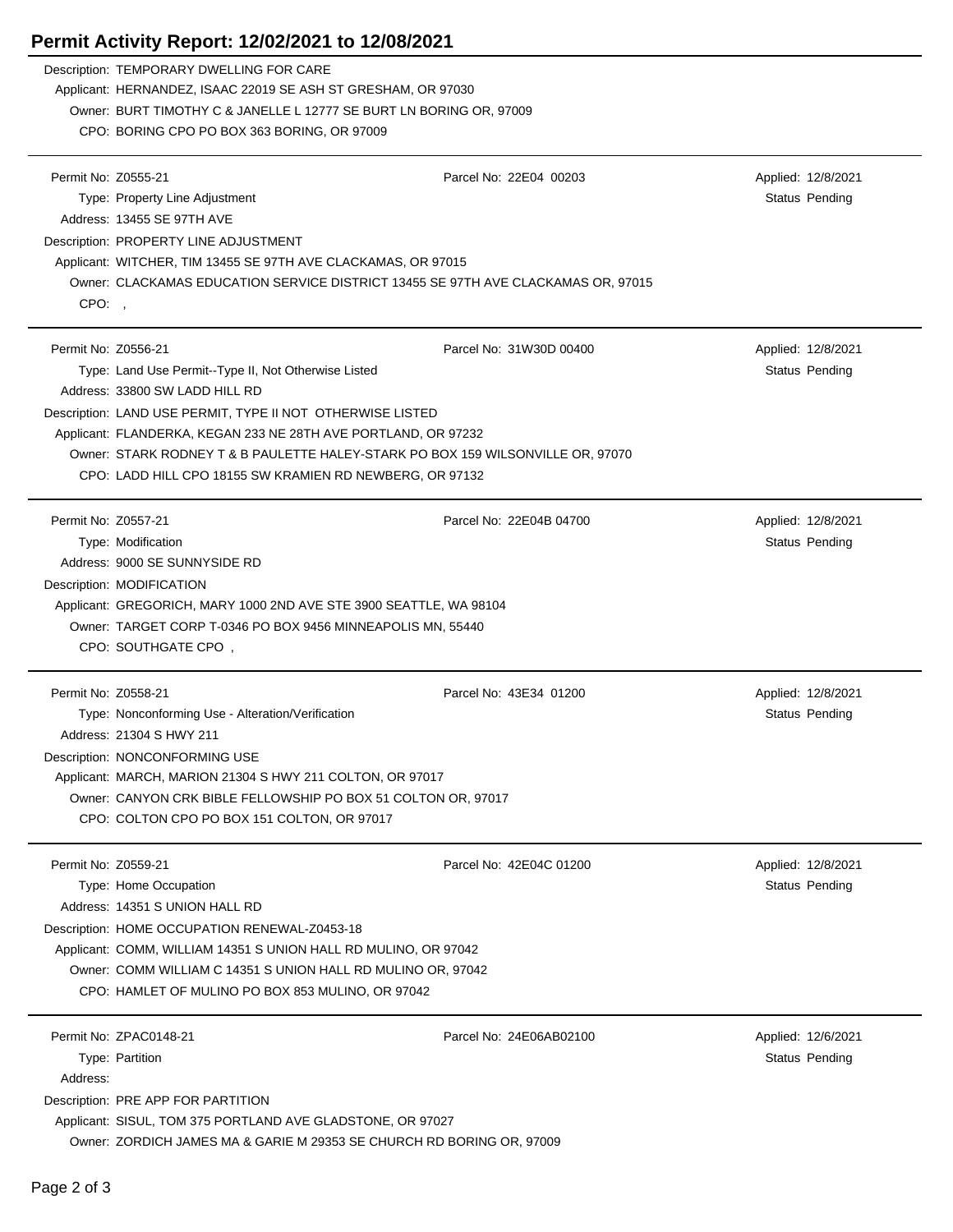# Permit Activity Report: 12/02/2021 to 12/08/2021

Description: TEMPORARY DWELLING FOR CARE
Applicant: HERNANDEZ, ISAAC 22019 SE ASH ST GRESHAM, OR 97030
Owner: BURT TIMOTHY C & JANELLE L 12777 SE BURT LN BORING OR, 97009
CPO: BORING CPO PO BOX 363 BORING, OR 97009

---

Permit No: Z0555-21 | Parcel No: 22E04 00203 | Applied: 12/8/2021
Type: Property Line Adjustment | Status Pending
Address: 13455 SE 97TH AVE
Description: PROPERTY LINE ADJUSTMENT
Applicant: WITCHER, TIM 13455 SE 97TH AVE CLACKAMAS, OR 97015
Owner: CLACKAMAS EDUCATION SERVICE DISTRICT 13455 SE 97TH AVE CLACKAMAS OR, 97015
CPO: ,

---

Permit No: Z0556-21 | Parcel No: 31W30D 00400 | Applied: 12/8/2021
Type: Land Use Permit--Type II, Not Otherwise Listed | Status Pending
Address: 33800 SW LADD HILL RD
Description: LAND USE PERMIT, TYPE II NOT OTHERWISE LISTED
Applicant: FLANDERKA, KEGAN 233 NE 28TH AVE PORTLAND, OR 97232
Owner: STARK RODNEY T & B PAULETTE HALEY-STARK PO BOX 159 WILSONVILLE OR, 97070
CPO: LADD HILL CPO 18155 SW KRAMIEN RD NEWBERG, OR 97132

---

Permit No: Z0557-21 | Parcel No: 22E04B 04700 | Applied: 12/8/2021
Type: Modification | Status Pending
Address: 9000 SE SUNNYSIDE RD
Description: MODIFICATION
Applicant: GREGORICH, MARY 1000 2ND AVE STE 3900 SEATTLE, WA 98104
Owner: TARGET CORP T-0346 PO BOX 9456 MINNEAPOLIS MN, 55440
CPO: SOUTHGATE CPO ,

---

Permit No: Z0558-21 | Parcel No: 43E34 01200 | Applied: 12/8/2021
Type: Nonconforming Use - Alteration/Verification | Status Pending
Address: 21304 S HWY 211
Description: NONCONFORMING USE
Applicant: MARCH, MARION 21304 S HWY 211 COLTON, OR 97017
Owner: CANYON CRK BIBLE FELLOWSHIP PO BOX 51 COLTON OR, 97017
CPO: COLTON CPO PO BOX 151 COLTON, OR 97017

---

Permit No: Z0559-21 | Parcel No: 42E04C 01200 | Applied: 12/8/2021
Type: Home Occupation | Status Pending
Address: 14351 S UNION HALL RD
Description: HOME OCCUPATION RENEWAL-Z0453-18
Applicant: COMM, WILLIAM 14351 S UNION HALL RD MULINO, OR 97042
Owner: COMM WILLIAM C 14351 S UNION HALL RD MULINO OR, 97042
CPO: HAMLET OF MULINO PO BOX 853 MULINO, OR 97042

---

Permit No: ZPAC0148-21 | Parcel No: 24E06AB02100 | Applied: 12/6/2021
Type: Partition | Status Pending
Address:
Description: PRE APP FOR PARTITION
Applicant: SISUL, TOM 375 PORTLAND AVE GLADSTONE, OR 97027
Owner: ZORDICH JAMES MA & GARIE M 29353 SE CHURCH RD BORING OR, 97009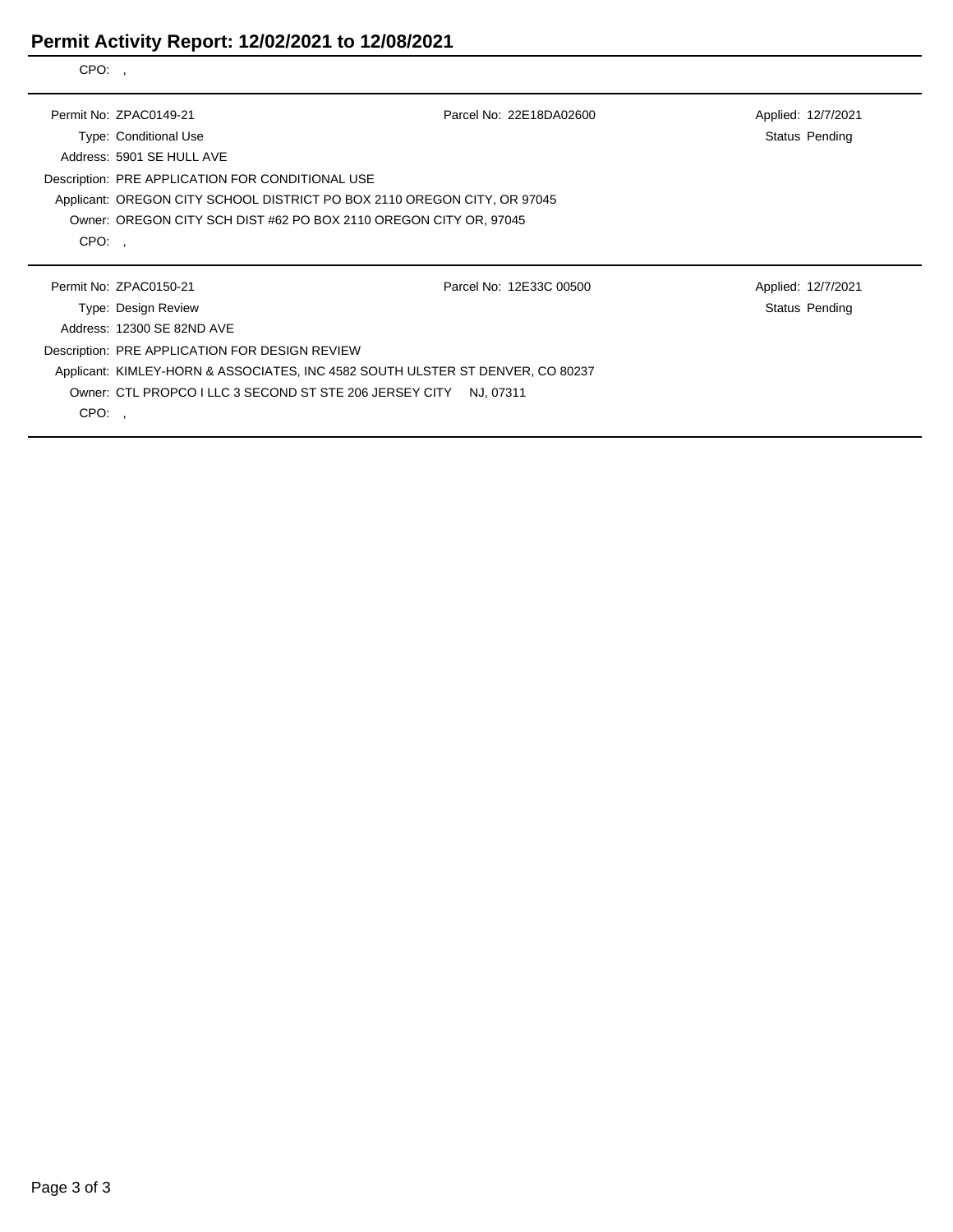# Permit Activity Report: 12/02/2021 to 12/08/2021

CPO: ,

---

Permit No: ZPAC0149-21 | Parcel No: 22E18DA02600 | Applied: 12/7/2021

Type: Conditional Use | Status Pending

Address: 5901 SE HULL AVE

Description: PRE APPLICATION FOR CONDITIONAL USE

Applicant: OREGON CITY SCHOOL DISTRICT PO BOX 2110 OREGON CITY, OR 97045

Owner: OREGON CITY SCH DIST #62 PO BOX 2110 OREGON CITY OR, 97045

CPO: ,

---

Permit No: ZPAC0150-21 | Parcel No: 12E33C 00500 | Applied: 12/7/2021

Type: Design Review | Status Pending

Address: 12300 SE 82ND AVE

Description: PRE APPLICATION FOR DESIGN REVIEW

Applicant: KIMLEY-HORN & ASSOCIATES, INC 4582 SOUTH ULSTER ST DENVER, CO 80237

Owner: CTL PROPCO I LLC 3 SECOND ST STE 206 JERSEY CITY NJ, 07311

CPO: ,